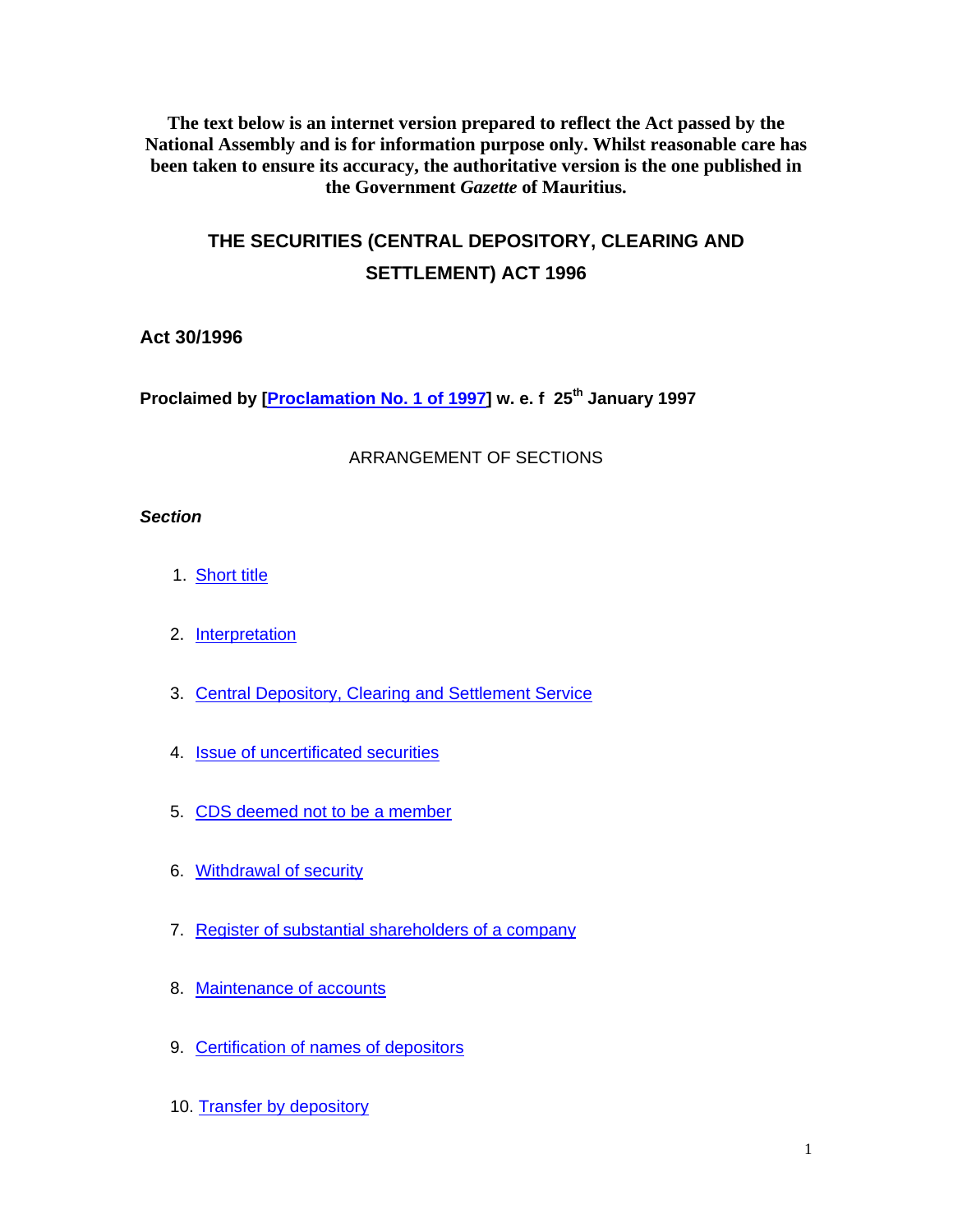**The text below is an internet version prepared to reflect the Act passed by the National Assembly and is for information purpose only. Whilst reasonable care has been taken to ensure its accuracy, the authoritative version is the one published in the Government *Gazette* of Mauritius.**

# THE SECURITIES (CENTRAL DEPOSITORY, CLEARING AND SETTLEMENT) ACT 1996

**Act 30/1996**

**Proclaimed by [Proclamation No. 1 of 1997] w. e. f 25th January 1997**

ARRANGEMENT OF SECTIONS

***Section***

1. Short title
2. Interpretation
3. Central Depository, Clearing and Settlement Service
4. Issue of uncertificated securities
5. CDS deemed not to be a member
6. Withdrawal of security
7. Register of substantial shareholders of a company
8. Maintenance of accounts
9. Certification of names of depositors
10. Transfer by depository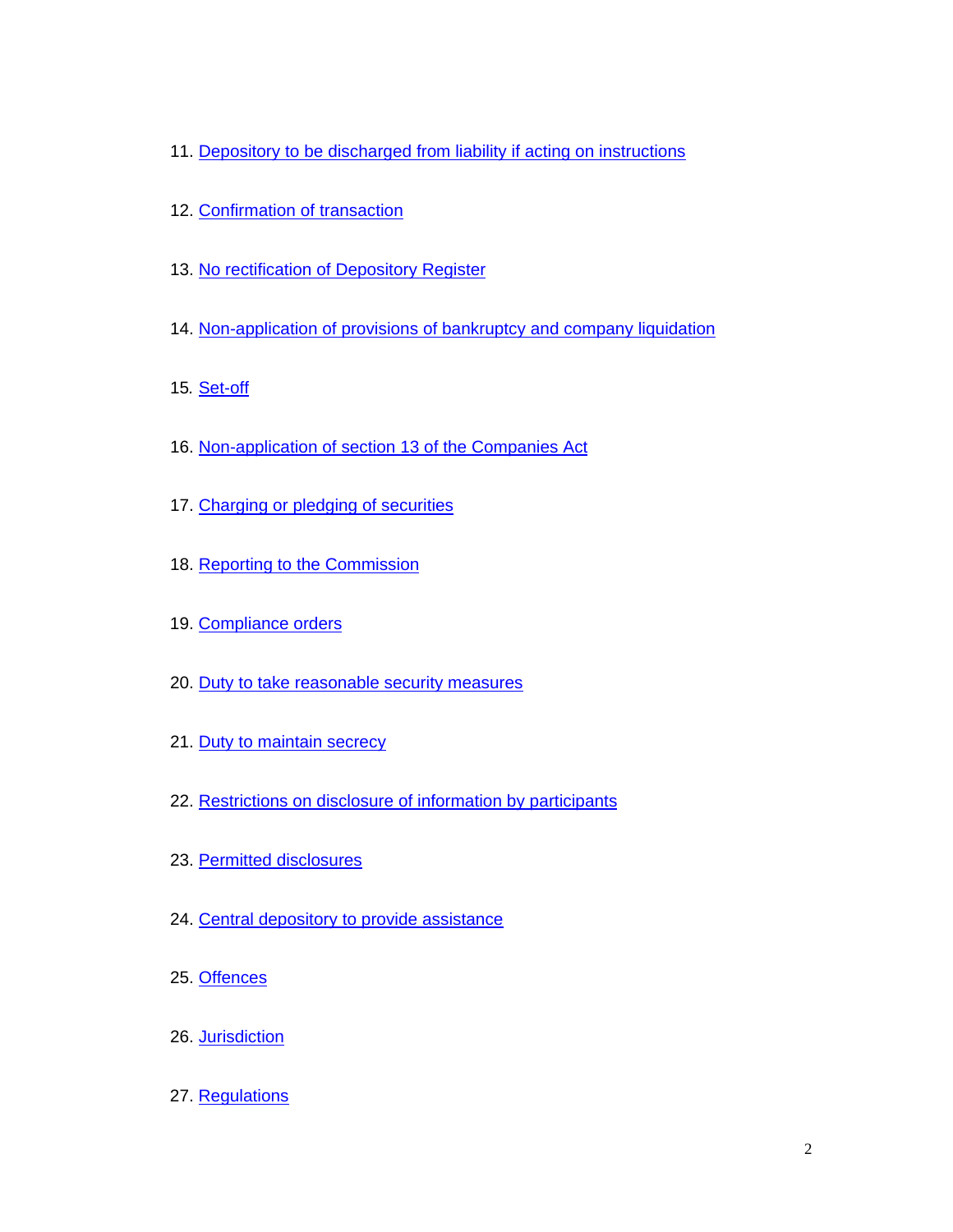11. Depository to be discharged from liability if acting on instructions

12. Confirmation of transaction

13. No rectification of Depository Register

14. Non-application of provisions of bankruptcy and company liquidation

15. Set-off

16. Non-application of section 13 of the Companies Act

17. Charging or pledging of securities

18. Reporting to the Commission

19. Compliance orders

20. Duty to take reasonable security measures

21. Duty to maintain secrecy

22. Restrictions on disclosure of information by participants

23. Permitted disclosures

24. Central depository to provide assistance

25. Offences

26. Jurisdiction

27. Regulations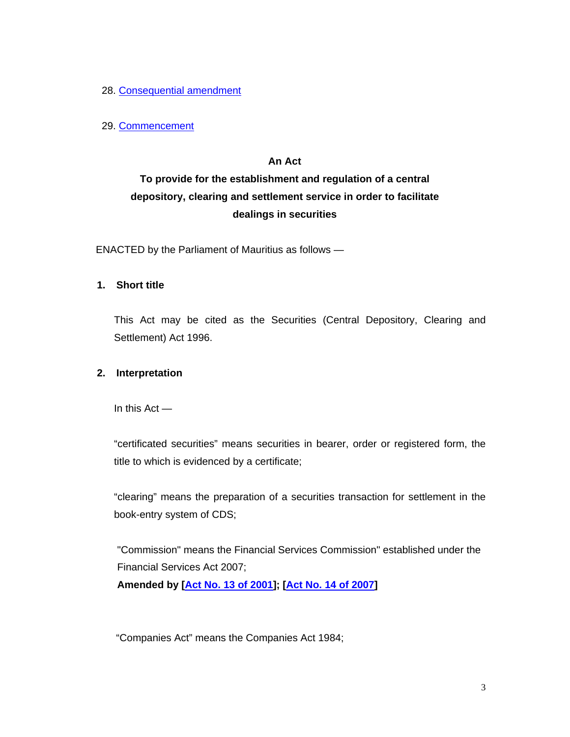28. Consequential amendment

29. Commencement

**An Act**

**To provide for the establishment and regulation of a central depository, clearing and settlement service in order to facilitate dealings in securities**

ENACTED by the Parliament of Mauritius as follows —

## 1. Short title

This Act may be cited as the Securities (Central Depository, Clearing and Settlement) Act 1996.

## 2. Interpretation

In this Act —

“certificated securities” means securities in bearer, order or registered form, the title to which is evidenced by a certificate;

“clearing” means the preparation of a securities transaction for settlement in the book-entry system of CDS;

"Commission" means the Financial Services Commission" established under the Financial Services Act 2007;

**Amended by [Act No. 13 of 2001]; [Act No. 14 of 2007]**

“Companies Act” means the Companies Act 1984;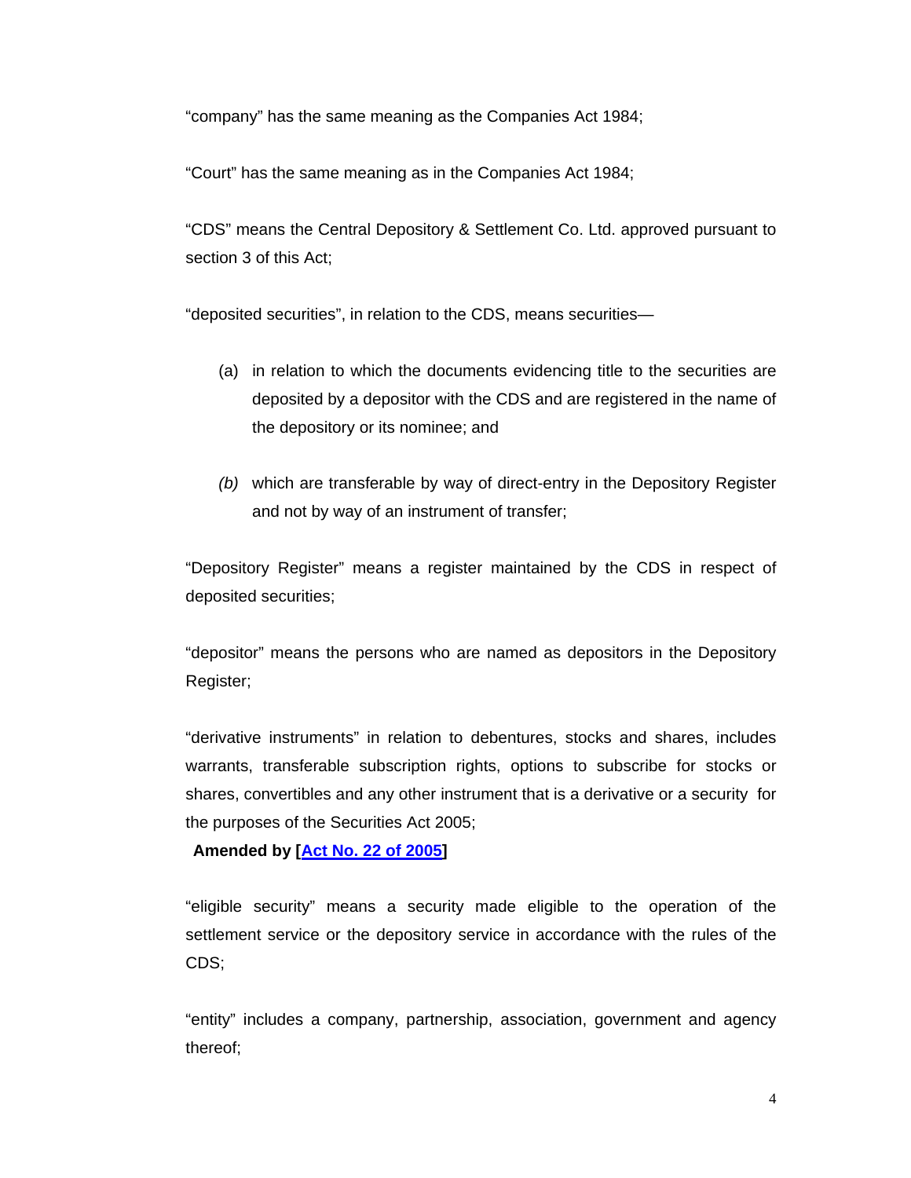"company" has the same meaning as the Companies Act 1984;

"Court" has the same meaning as in the Companies Act 1984;

"CDS" means the Central Depository & Settlement Co. Ltd. approved pursuant to section 3 of this Act;

"deposited securities", in relation to the CDS, means securities—

(a) in relation to which the documents evidencing title to the securities are deposited by a depositor with the CDS and are registered in the name of the depository or its nominee; and

*(b)* which are transferable by way of direct-entry in the Depository Register and not by way of an instrument of transfer;

"Depository Register" means a register maintained by the CDS in respect of deposited securities;

"depositor" means the persons who are named as depositors in the Depository Register;

"derivative instruments" in relation to debentures, stocks and shares, includes warrants, transferable subscription rights, options to subscribe for stocks or shares, convertibles and any other instrument that is a derivative or a security for the purposes of the Securities Act 2005;

**Amended by [Act No. 22 of 2005]**

"eligible security" means a security made eligible to the operation of the settlement service or the depository service in accordance with the rules of the CDS;

"entity" includes a company, partnership, association, government and agency thereof;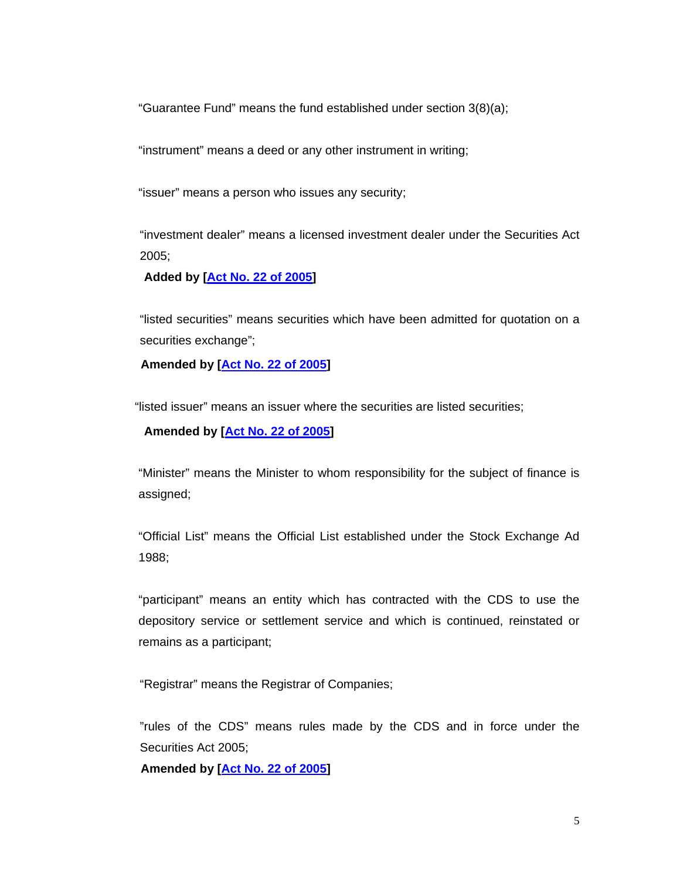“Guarantee Fund” means the fund established under section 3(8)(a);

“instrument” means a deed or any other instrument in writing;

“issuer” means a person who issues any security;

“investment dealer” means a licensed investment dealer under the Securities Act 2005;

**Added by [Act No. 22 of 2005]**

“listed securities” means securities which have been admitted for quotation on a securities exchange”;

**Amended by [Act No. 22 of 2005]**

“listed issuer” means an issuer where the securities are listed securities;

**Amended by [Act No. 22 of 2005]**

“Minister” means the Minister to whom responsibility for the subject of finance is assigned;

“Official List” means the Official List established under the Stock Exchange Ad 1988;

“participant” means an entity which has contracted with the CDS to use the depository service or settlement service and which is continued, reinstated or remains as a participant;

“Registrar” means the Registrar of Companies;

”rules of the CDS” means rules made by the CDS and in force under the Securities Act 2005;

**Amended by [Act No. 22 of 2005]**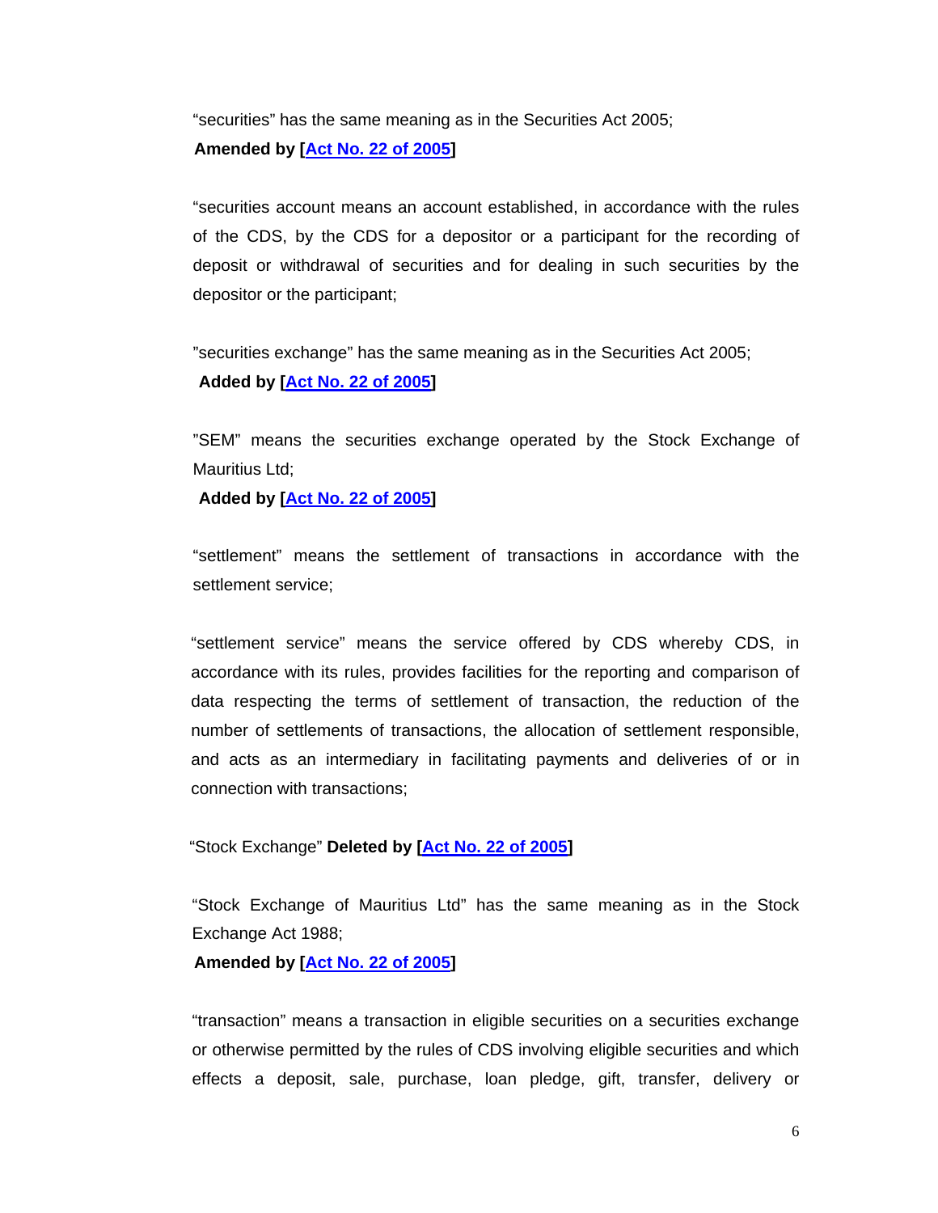"securities" has the same meaning as in the Securities Act 2005;

**Amended by [Act No. 22 of 2005]**

"securities account means an account established, in accordance with the rules of the CDS, by the CDS for a depositor or a participant for the recording of deposit or withdrawal of securities and for dealing in such securities by the depositor or the participant;

"securities exchange" has the same meaning as in the Securities Act 2005;

**Added by [Act No. 22 of 2005]**

"SEM" means the securities exchange operated by the Stock Exchange of Mauritius Ltd;

**Added by [Act No. 22 of 2005]**

"settlement" means the settlement of transactions in accordance with the settlement service;

"settlement service" means the service offered by CDS whereby CDS, in accordance with its rules, provides facilities for the reporting and comparison of data respecting the terms of settlement of transaction, the reduction of the number of settlements of transactions, the allocation of settlement responsible, and acts as an intermediary in facilitating payments and deliveries of or in connection with transactions;

"Stock Exchange" **Deleted by [Act No. 22 of 2005]**

"Stock Exchange of Mauritius Ltd" has the same meaning as in the Stock Exchange Act 1988;

**Amended by [Act No. 22 of 2005]**

"transaction" means a transaction in eligible securities on a securities exchange or otherwise permitted by the rules of CDS involving eligible securities and which effects a deposit, sale, purchase, loan pledge, gift, transfer, delivery or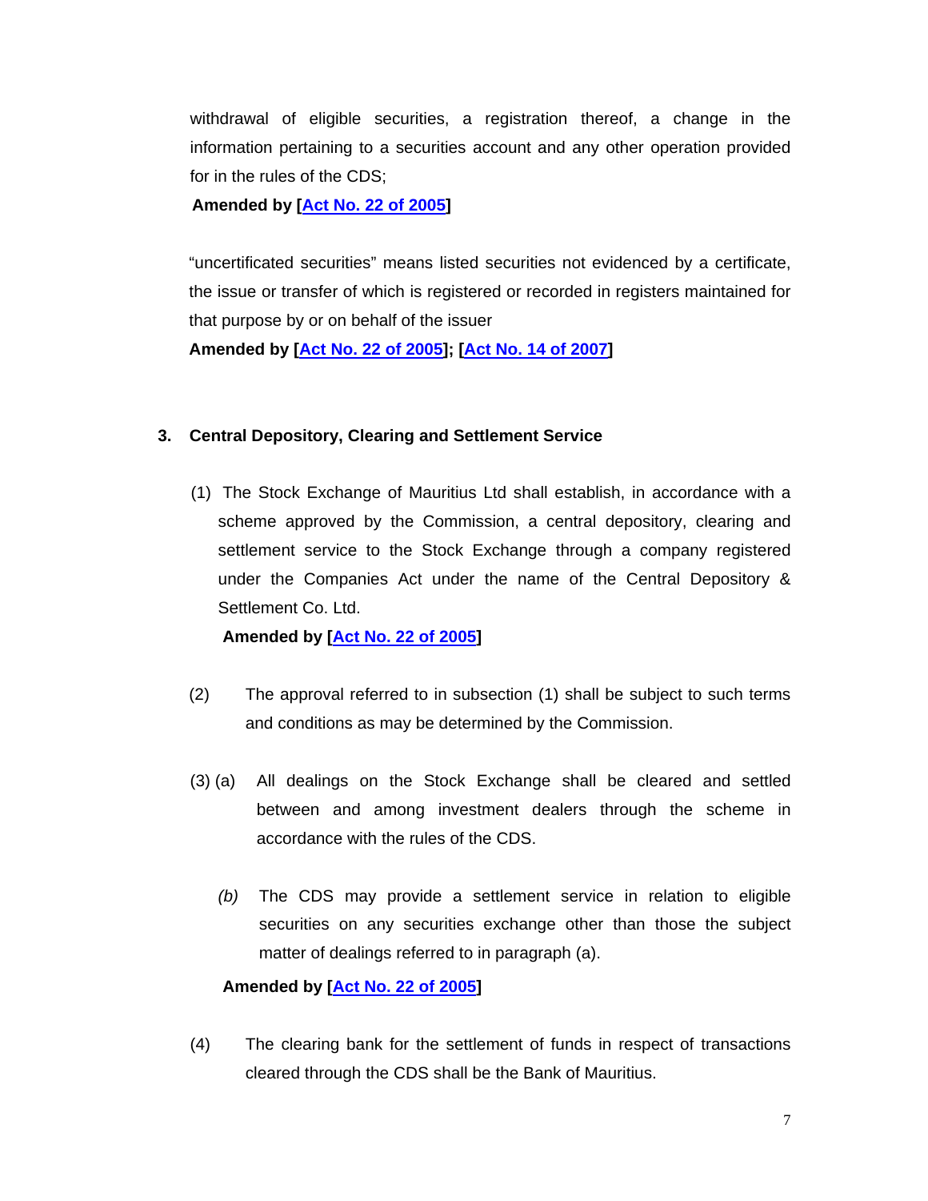withdrawal of eligible securities, a registration thereof, a change in the information pertaining to a securities account and any other operation provided for in the rules of the CDS;

**Amended by [Act No. 22 of 2005]**

"uncertificated securities" means listed securities not evidenced by a certificate, the issue or transfer of which is registered or recorded in registers maintained for that purpose by or on behalf of the issuer

**Amended by [Act No. 22 of 2005]; [Act No. 14 of 2007]**

## 3. Central Depository, Clearing and Settlement Service

(1) The Stock Exchange of Mauritius Ltd shall establish, in accordance with a scheme approved by the Commission, a central depository, clearing and settlement service to the Stock Exchange through a company registered under the Companies Act under the name of the Central Depository & Settlement Co. Ltd.

**Amended by [Act No. 22 of 2005]**

(2) The approval referred to in subsection (1) shall be subject to such terms and conditions as may be determined by the Commission.

(3) (a) All dealings on the Stock Exchange shall be cleared and settled between and among investment dealers through the scheme in accordance with the rules of the CDS.

*(b)* The CDS may provide a settlement service in relation to eligible securities on any securities exchange other than those the subject matter of dealings referred to in paragraph (a).

**Amended by [Act No. 22 of 2005]**

(4) The clearing bank for the settlement of funds in respect of transactions cleared through the CDS shall be the Bank of Mauritius.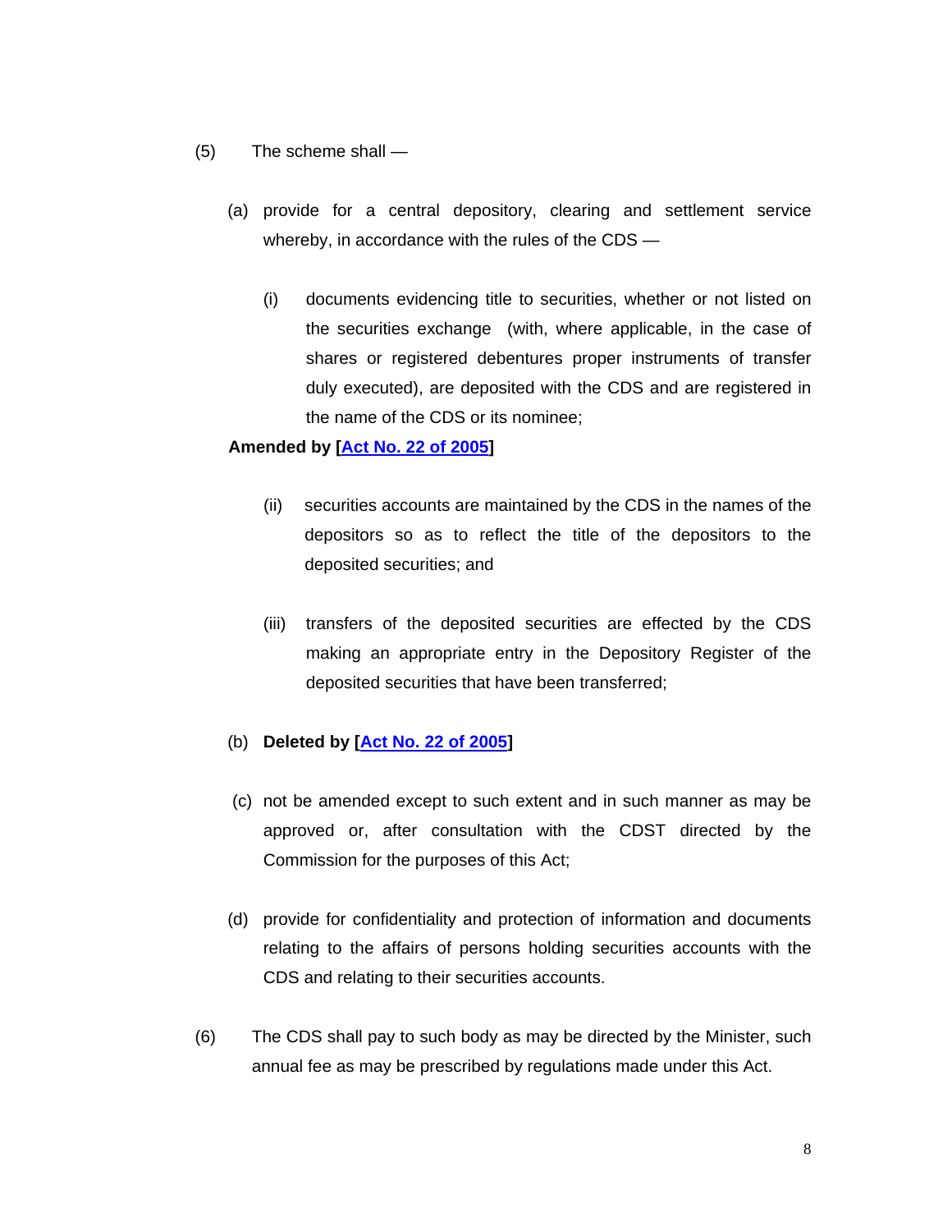(5) The scheme shall —

(a) provide for a central depository, clearing and settlement service whereby, in accordance with the rules of the CDS —

(i) documents evidencing title to securities, whether or not listed on the securities exchange (with, where applicable, in the case of shares or registered debentures proper instruments of transfer duly executed), are deposited with the CDS and are registered in the name of the CDS or its nominee;

**Amended by [Act No. 22 of 2005]**

(ii) securities accounts are maintained by the CDS in the names of the depositors so as to reflect the title of the depositors to the deposited securities; and

(iii) transfers of the deposited securities are effected by the CDS making an appropriate entry in the Depository Register of the deposited securities that have been transferred;

(b) **Deleted by [Act No. 22 of 2005]**

(c) not be amended except to such extent and in such manner as may be approved or, after consultation with the CDST directed by the Commission for the purposes of this Act;

(d) provide for confidentiality and protection of information and documents relating to the affairs of persons holding securities accounts with the CDS and relating to their securities accounts.

(6) The CDS shall pay to such body as may be directed by the Minister, such annual fee as may be prescribed by regulations made under this Act.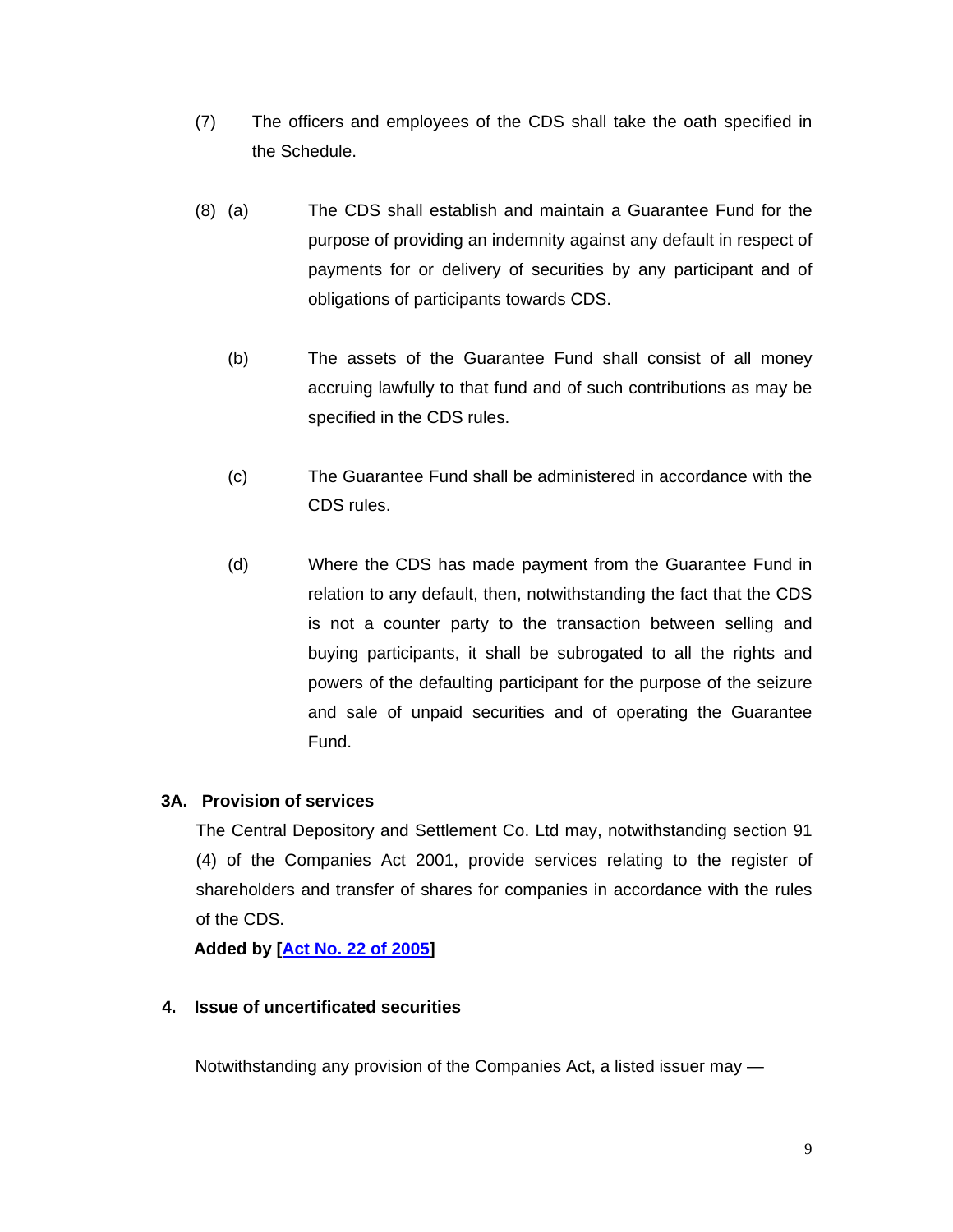(7) The officers and employees of the CDS shall take the oath specified in the Schedule.

(8) (a) The CDS shall establish and maintain a Guarantee Fund for the purpose of providing an indemnity against any default in respect of payments for or delivery of securities by any participant and of obligations of participants towards CDS.

(b) The assets of the Guarantee Fund shall consist of all money accruing lawfully to that fund and of such contributions as may be specified in the CDS rules.

(c) The Guarantee Fund shall be administered in accordance with the CDS rules.

(d) Where the CDS has made payment from the Guarantee Fund in relation to any default, then, notwithstanding the fact that the CDS is not a counter party to the transaction between selling and buying participants, it shall be subrogated to all the rights and powers of the defaulting participant for the purpose of the seizure and sale of unpaid securities and of operating the Guarantee Fund.

**3A. Provision of services**

The Central Depository and Settlement Co. Ltd may, notwithstanding section 91 (4) of the Companies Act 2001, provide services relating to the register of shareholders and transfer of shares for companies in accordance with the rules of the CDS.

**Added by [Act No. 22 of 2005]**

**4. Issue of uncertificated securities**

Notwithstanding any provision of the Companies Act, a listed issuer may —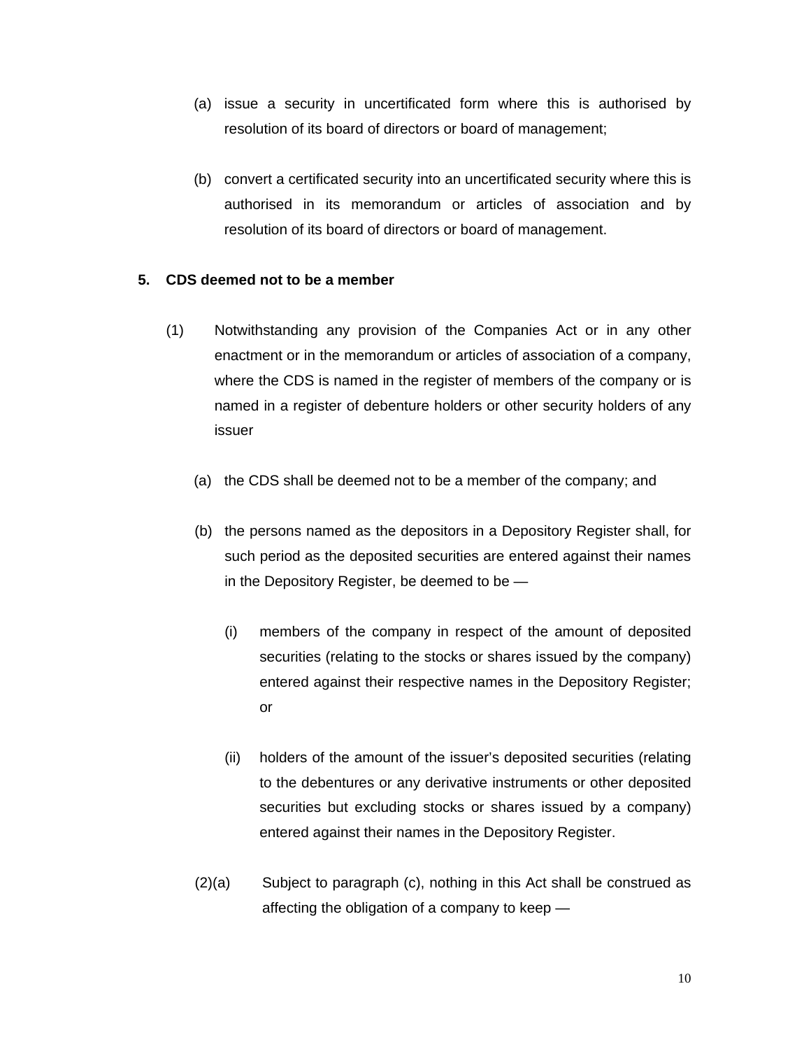(a) issue a security in uncertificated form where this is authorised by resolution of its board of directors or board of management;

(b) convert a certificated security into an uncertificated security where this is authorised in its memorandum or articles of association and by resolution of its board of directors or board of management.

**5. CDS deemed not to be a member**

(1) Notwithstanding any provision of the Companies Act or in any other enactment or in the memorandum or articles of association of a company, where the CDS is named in the register of members of the company or is named in a register of debenture holders or other security holders of any issuer

(a) the CDS shall be deemed not to be a member of the company; and

(b) the persons named as the depositors in a Depository Register shall, for such period as the deposited securities are entered against their names in the Depository Register, be deemed to be —

(i) members of the company in respect of the amount of deposited securities (relating to the stocks or shares issued by the company) entered against their respective names in the Depository Register; or

(ii) holders of the amount of the issuer's deposited securities (relating to the debentures or any derivative instruments or other deposited securities but excluding stocks or shares issued by a company) entered against their names in the Depository Register.

(2)(a) Subject to paragraph (c), nothing in this Act shall be construed as affecting the obligation of a company to keep —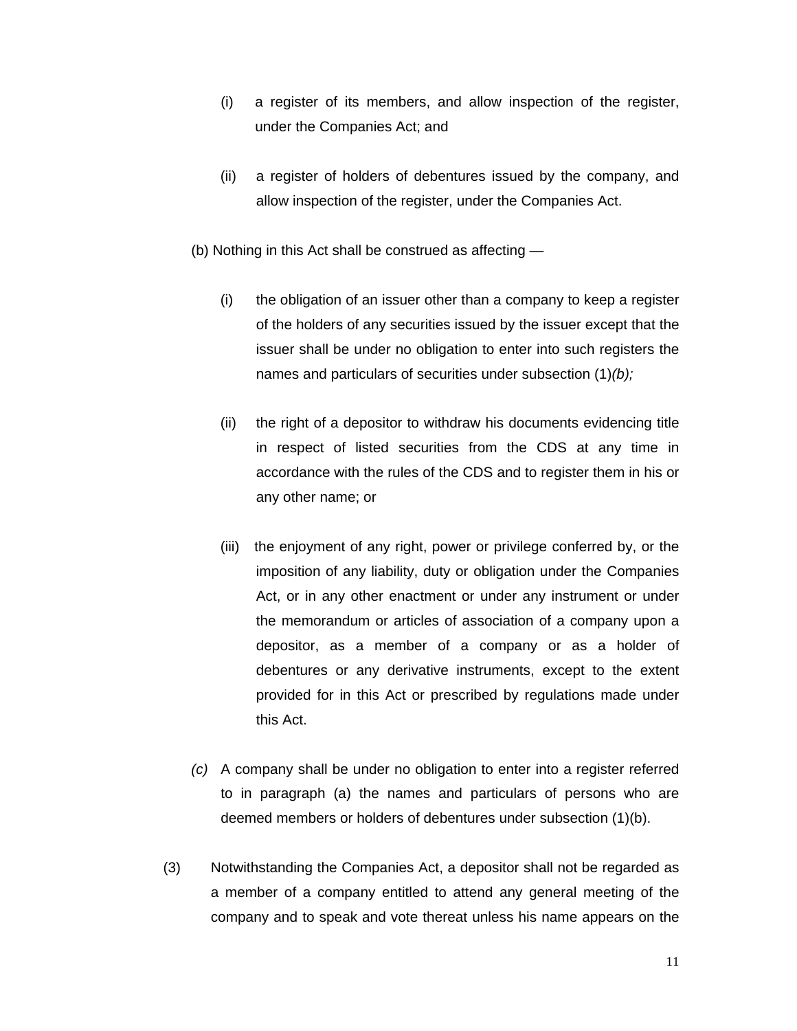(i) a register of its members, and allow inspection of the register, under the Companies Act; and

(ii) a register of holders of debentures issued by the company, and allow inspection of the register, under the Companies Act.

(b) Nothing in this Act shall be construed as affecting —

(i) the obligation of an issuer other than a company to keep a register of the holders of any securities issued by the issuer except that the issuer shall be under no obligation to enter into such registers the names and particulars of securities under subsection (1)*(b);*

(ii) the right of a depositor to withdraw his documents evidencing title in respect of listed securities from the CDS at any time in accordance with the rules of the CDS and to register them in his or any other name; or

(iii) the enjoyment of any right, power or privilege conferred by, or the imposition of any liability, duty or obligation under the Companies Act, or in any other enactment or under any instrument or under the memorandum or articles of association of a company upon a depositor, as a member of a company or as a holder of debentures or any derivative instruments, except to the extent provided for in this Act or prescribed by regulations made under this Act.

*(c)* A company shall be under no obligation to enter into a register referred to in paragraph (a) the names and particulars of persons who are deemed members or holders of debentures under subsection (1)(b).

(3) Notwithstanding the Companies Act, a depositor shall not be regarded as a member of a company entitled to attend any general meeting of the company and to speak and vote thereat unless his name appears on the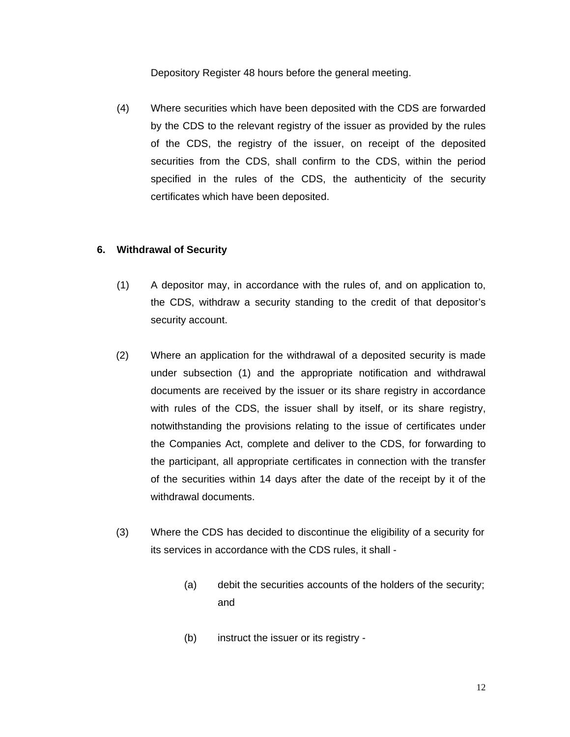Depository Register 48 hours before the general meeting.

(4) Where securities which have been deposited with the CDS are forwarded by the CDS to the relevant registry of the issuer as provided by the rules of the CDS, the registry of the issuer, on receipt of the deposited securities from the CDS, shall confirm to the CDS, within the period specified in the rules of the CDS, the authenticity of the security certificates which have been deposited.

**6. Withdrawal of Security**

(1) A depositor may, in accordance with the rules of, and on application to, the CDS, withdraw a security standing to the credit of that depositor's security account.

(2) Where an application for the withdrawal of a deposited security is made under subsection (1) and the appropriate notification and withdrawal documents are received by the issuer or its share registry in accordance with rules of the CDS, the issuer shall by itself, or its share registry, notwithstanding the provisions relating to the issue of certificates under the Companies Act, complete and deliver to the CDS, for forwarding to the participant, all appropriate certificates in connection with the transfer of the securities within 14 days after the date of the receipt by it of the withdrawal documents.

(3) Where the CDS has decided to discontinue the eligibility of a security for its services in accordance with the CDS rules, it shall -

(a) debit the securities accounts of the holders of the security; and

(b) instruct the issuer or its registry -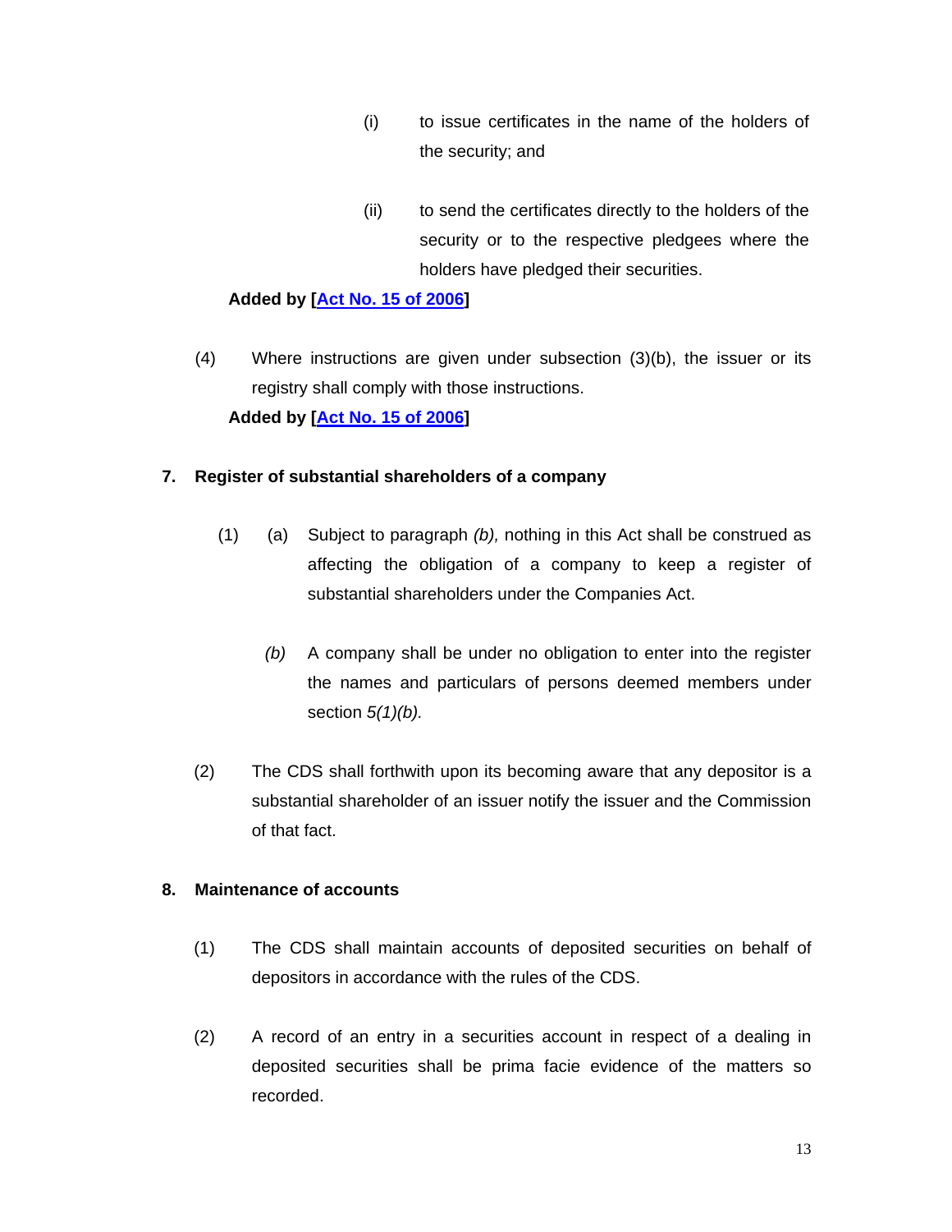(i) to issue certificates in the name of the holders of the security; and

(ii) to send the certificates directly to the holders of the security or to the respective pledgees where the holders have pledged their securities.

**Added by [Act No. 15 of 2006]**

(4) Where instructions are given under subsection (3)(b), the issuer or its registry shall comply with those instructions.

**Added by [Act No. 15 of 2006]**

## 7. Register of substantial shareholders of a company

(1) (a) Subject to paragraph *(b),* nothing in this Act shall be construed as affecting the obligation of a company to keep a register of substantial shareholders under the Companies Act.

*(b)* A company shall be under no obligation to enter into the register the names and particulars of persons deemed members under section *5(1)(b).*

(2) The CDS shall forthwith upon its becoming aware that any depositor is a substantial shareholder of an issuer notify the issuer and the Commission of that fact.

## 8. Maintenance of accounts

(1) The CDS shall maintain accounts of deposited securities on behalf of depositors in accordance with the rules of the CDS.

(2) A record of an entry in a securities account in respect of a dealing in deposited securities shall be prima facie evidence of the matters so recorded.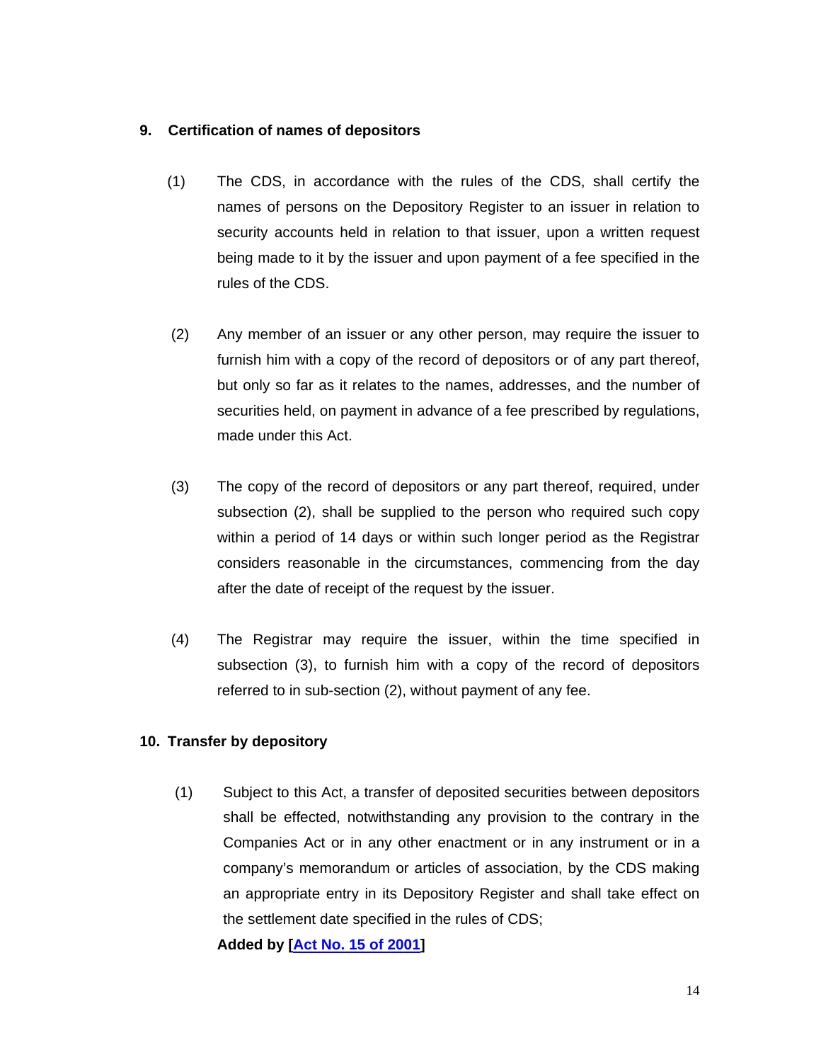## 9. Certification of names of depositors

(1) The CDS, in accordance with the rules of the CDS, shall certify the names of persons on the Depository Register to an issuer in relation to security accounts held in relation to that issuer, upon a written request being made to it by the issuer and upon payment of a fee specified in the rules of the CDS.

(2) Any member of an issuer or any other person, may require the issuer to furnish him with a copy of the record of depositors or of any part thereof, but only so far as it relates to the names, addresses, and the number of securities held, on payment in advance of a fee prescribed by regulations, made under this Act.

(3) The copy of the record of depositors or any part thereof, required, under subsection (2), shall be supplied to the person who required such copy within a period of 14 days or within such longer period as the Registrar considers reasonable in the circumstances, commencing from the day after the date of receipt of the request by the issuer.

(4) The Registrar may require the issuer, within the time specified in subsection (3), to furnish him with a copy of the record of depositors referred to in sub-section (2), without payment of any fee.

## 10. Transfer by depository

(1) Subject to this Act, a transfer of deposited securities between depositors shall be effected, notwithstanding any provision to the contrary in the Companies Act or in any other enactment or in any instrument or in a company's memorandum or articles of association, by the CDS making an appropriate entry in its Depository Register and shall take effect on the settlement date specified in the rules of CDS;

**Added by [Act No. 15 of 2001]**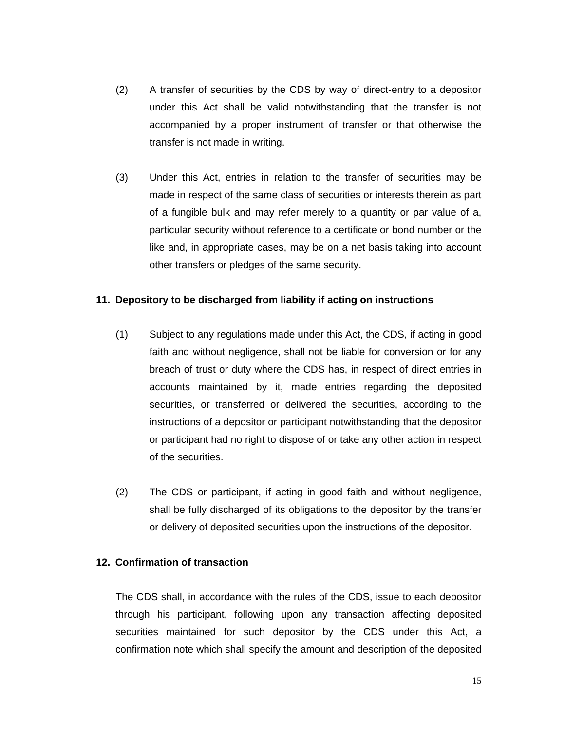(2) A transfer of securities by the CDS by way of direct-entry to a depositor under this Act shall be valid notwithstanding that the transfer is not accompanied by a proper instrument of transfer or that otherwise the transfer is not made in writing.

(3) Under this Act, entries in relation to the transfer of securities may be made in respect of the same class of securities or interests therein as part of a fungible bulk and may refer merely to a quantity or par value of a, particular security without reference to a certificate or bond number or the like and, in appropriate cases, may be on a net basis taking into account other transfers or pledges of the same security.

**11. Depository to be discharged from liability if acting on instructions**

(1) Subject to any regulations made under this Act, the CDS, if acting in good faith and without negligence, shall not be liable for conversion or for any breach of trust or duty where the CDS has, in respect of direct entries in accounts maintained by it, made entries regarding the deposited securities, or transferred or delivered the securities, according to the instructions of a depositor or participant notwithstanding that the depositor or participant had no right to dispose of or take any other action in respect of the securities.

(2) The CDS or participant, if acting in good faith and without negligence, shall be fully discharged of its obligations to the depositor by the transfer or delivery of deposited securities upon the instructions of the depositor.

**12. Confirmation of transaction**

The CDS shall, in accordance with the rules of the CDS, issue to each depositor through his participant, following upon any transaction affecting deposited securities maintained for such depositor by the CDS under this Act, a confirmation note which shall specify the amount and description of the deposited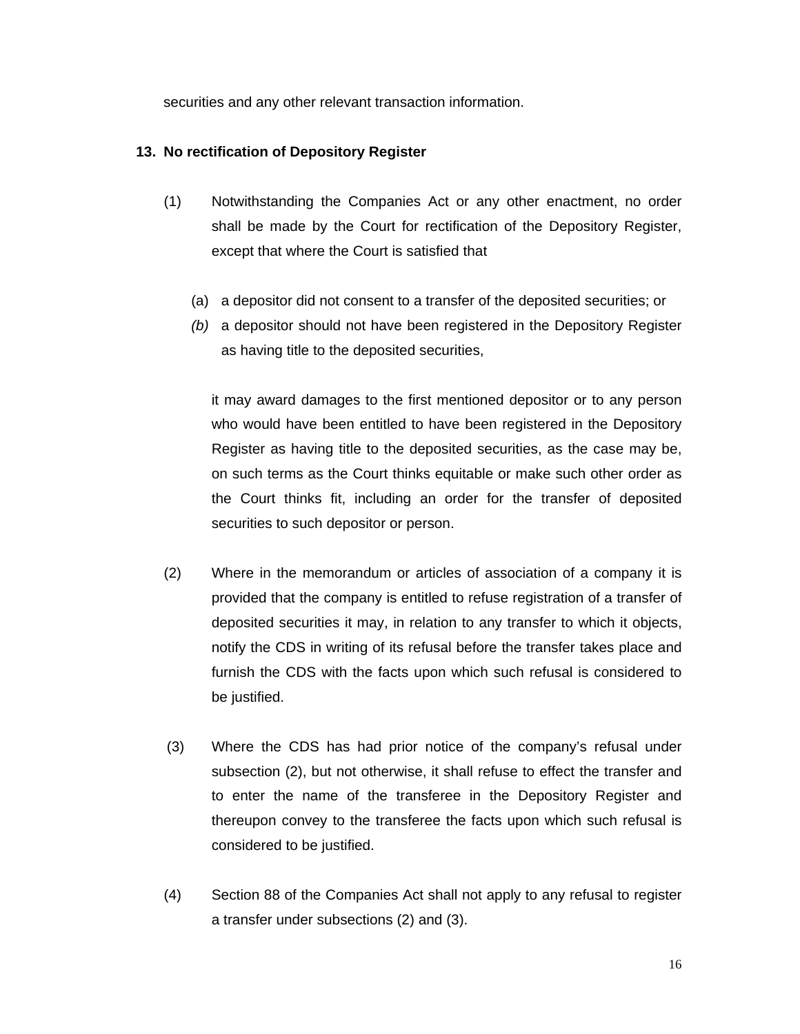securities and any other relevant transaction information.

**13. No rectification of Depository Register**

(1) Notwithstanding the Companies Act or any other enactment, no order shall be made by the Court for rectification of the Depository Register, except that where the Court is satisfied that

(a) a depositor did not consent to a transfer of the deposited securities; or

*(b)* a depositor should not have been registered in the Depository Register as having title to the deposited securities,

it may award damages to the first mentioned depositor or to any person who would have been entitled to have been registered in the Depository Register as having title to the deposited securities, as the case may be, on such terms as the Court thinks equitable or make such other order as the Court thinks fit, including an order for the transfer of deposited securities to such depositor or person.

(2) Where in the memorandum or articles of association of a company it is provided that the company is entitled to refuse registration of a transfer of deposited securities it may, in relation to any transfer to which it objects, notify the CDS in writing of its refusal before the transfer takes place and furnish the CDS with the facts upon which such refusal is considered to be justified.

(3) Where the CDS has had prior notice of the company's refusal under subsection (2), but not otherwise, it shall refuse to effect the transfer and to enter the name of the transferee in the Depository Register and thereupon convey to the transferee the facts upon which such refusal is considered to be justified.

(4) Section 88 of the Companies Act shall not apply to any refusal to register a transfer under subsections (2) and (3).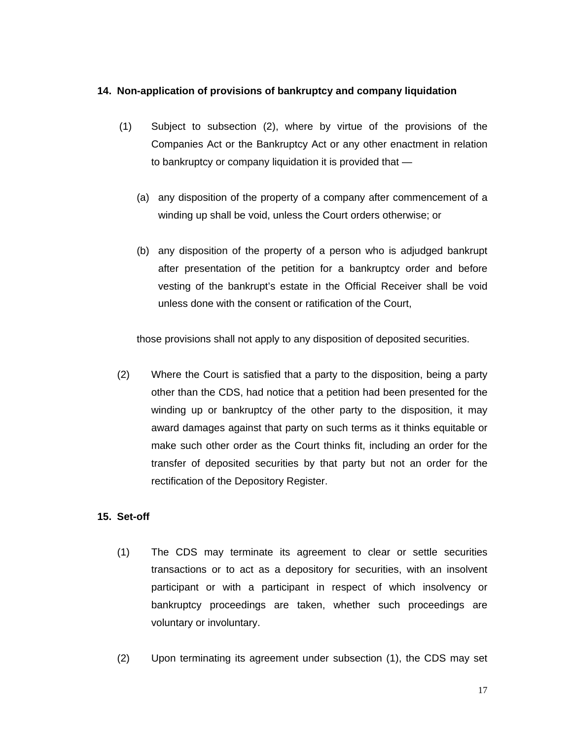### 14. Non-application of provisions of bankruptcy and company liquidation

(1) Subject to subsection (2), where by virtue of the provisions of the Companies Act or the Bankruptcy Act or any other enactment in relation to bankruptcy or company liquidation it is provided that —

(a) any disposition of the property of a company after commencement of a winding up shall be void, unless the Court orders otherwise; or

(b) any disposition of the property of a person who is adjudged bankrupt after presentation of the petition for a bankruptcy order and before vesting of the bankrupt's estate in the Official Receiver shall be void unless done with the consent or ratification of the Court,

those provisions shall not apply to any disposition of deposited securities.

(2) Where the Court is satisfied that a party to the disposition, being a party other than the CDS, had notice that a petition had been presented for the winding up or bankruptcy of the other party to the disposition, it may award damages against that party on such terms as it thinks equitable or make such other order as the Court thinks fit, including an order for the transfer of deposited securities by that party but not an order for the rectification of the Depository Register.

### 15. Set-off

(1) The CDS may terminate its agreement to clear or settle securities transactions or to act as a depository for securities, with an insolvent participant or with a participant in respect of which insolvency or bankruptcy proceedings are taken, whether such proceedings are voluntary or involuntary.

(2) Upon terminating its agreement under subsection (1), the CDS may set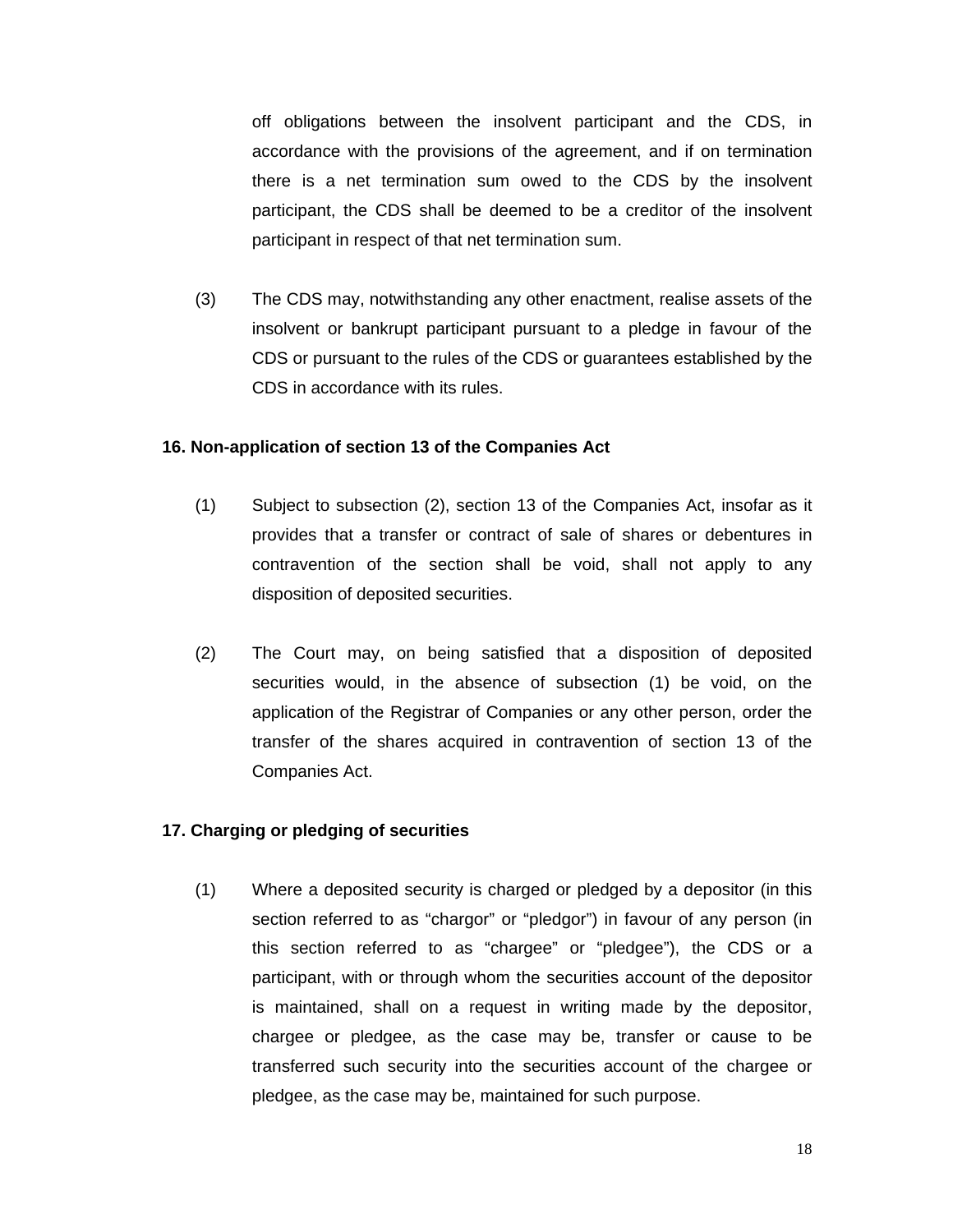off obligations between the insolvent participant and the CDS, in accordance with the provisions of the agreement, and if on termination there is a net termination sum owed to the CDS by the insolvent participant, the CDS shall be deemed to be a creditor of the insolvent participant in respect of that net termination sum.

(3) The CDS may, notwithstanding any other enactment, realise assets of the insolvent or bankrupt participant pursuant to a pledge in favour of the CDS or pursuant to the rules of the CDS or guarantees established by the CDS in accordance with its rules.

**16. Non-application of section 13 of the Companies Act**

(1) Subject to subsection (2), section 13 of the Companies Act, insofar as it provides that a transfer or contract of sale of shares or debentures in contravention of the section shall be void, shall not apply to any disposition of deposited securities.

(2) The Court may, on being satisfied that a disposition of deposited securities would, in the absence of subsection (1) be void, on the application of the Registrar of Companies or any other person, order the transfer of the shares acquired in contravention of section 13 of the Companies Act.

**17. Charging or pledging of securities**

(1) Where a deposited security is charged or pledged by a depositor (in this section referred to as "chargor" or "pledgor") in favour of any person (in this section referred to as "chargee" or "pledgee"), the CDS or a participant, with or through whom the securities account of the depositor is maintained, shall on a request in writing made by the depositor, chargee or pledgee, as the case may be, transfer or cause to be transferred such security into the securities account of the chargee or pledgee, as the case may be, maintained for such purpose.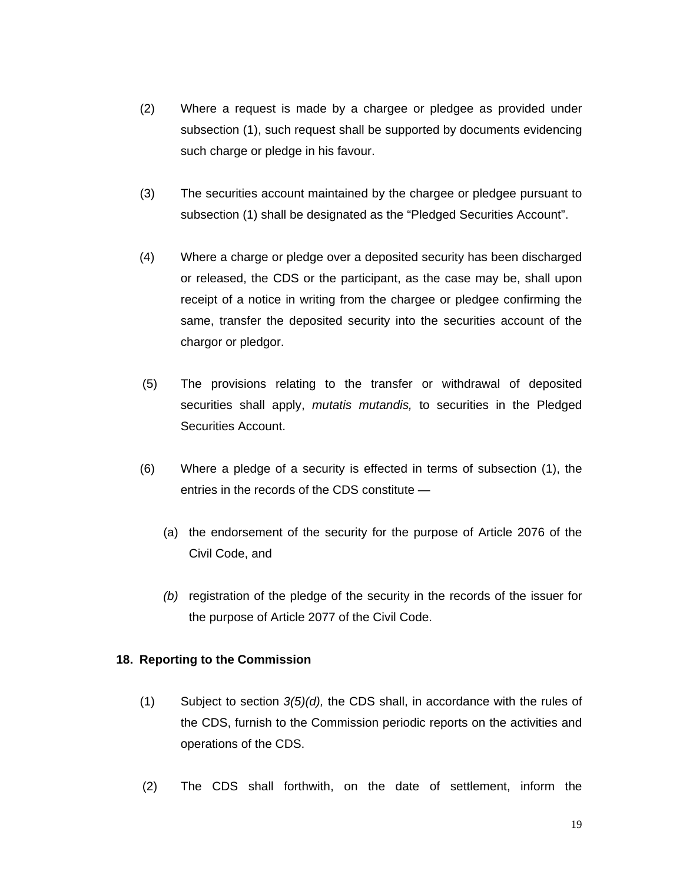(2) Where a request is made by a chargee or pledgee as provided under subsection (1), such request shall be supported by documents evidencing such charge or pledge in his favour.

(3) The securities account maintained by the chargee or pledgee pursuant to subsection (1) shall be designated as the “Pledged Securities Account”.

(4) Where a charge or pledge over a deposited security has been discharged or released, the CDS or the participant, as the case may be, shall upon receipt of a notice in writing from the chargee or pledgee confirming the same, transfer the deposited security into the securities account of the chargor or pledgor.

(5) The provisions relating to the transfer or withdrawal of deposited securities shall apply, *mutatis mutandis,* to securities in the Pledged Securities Account.

(6) Where a pledge of a security is effected in terms of subsection (1), the entries in the records of the CDS constitute —

(a) the endorsement of the security for the purpose of Article 2076 of the Civil Code, and

*(b)* registration of the pledge of the security in the records of the issuer for the purpose of Article 2077 of the Civil Code.

**18. Reporting to the Commission**

(1) Subject to section *3(5)(d),* the CDS shall, in accordance with the rules of the CDS, furnish to the Commission periodic reports on the activities and operations of the CDS.

(2) The CDS shall forthwith, on the date of settlement, inform the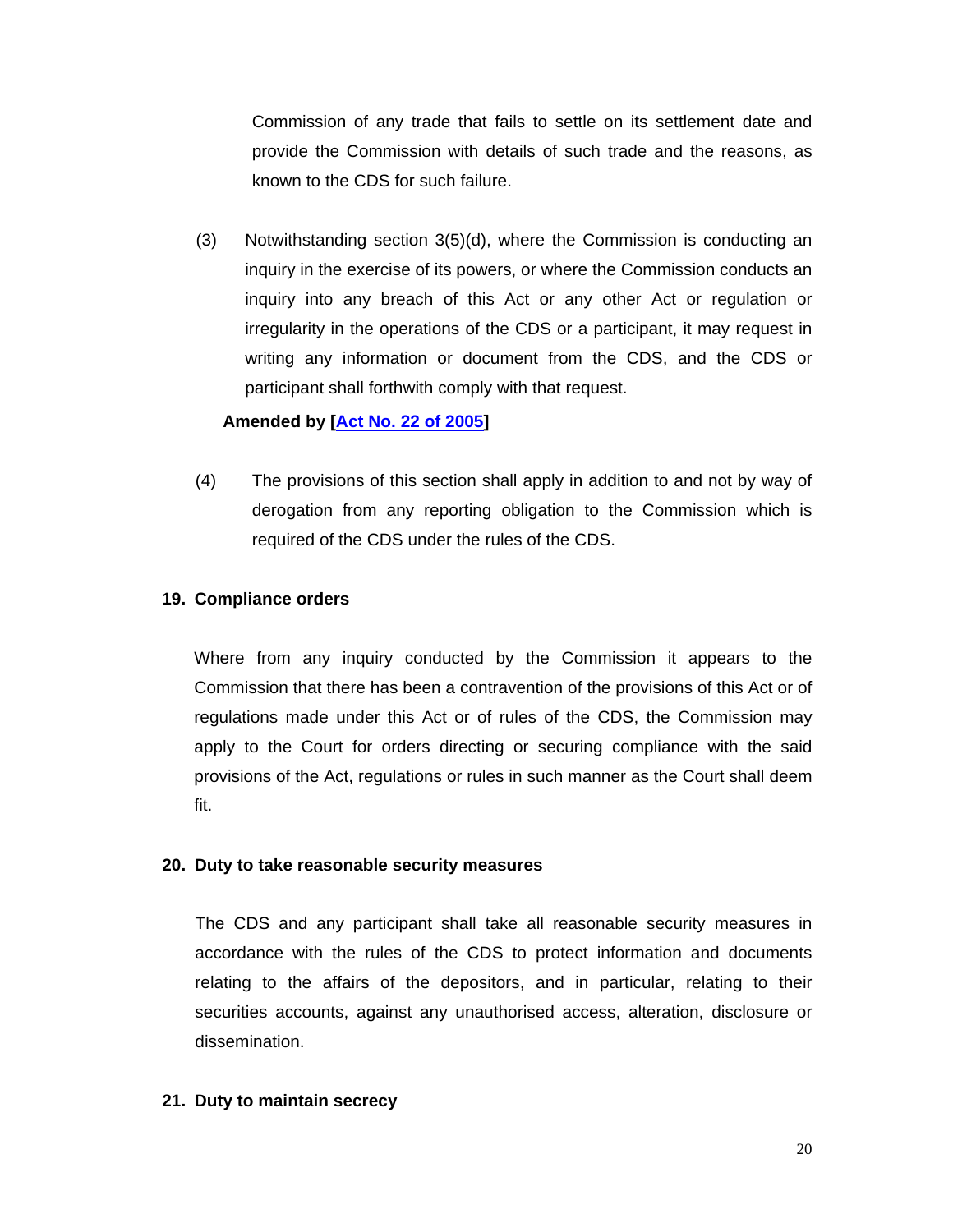Commission of any trade that fails to settle on its settlement date and provide the Commission with details of such trade and the reasons, as known to the CDS for such failure.

(3) Notwithstanding section 3(5)(d), where the Commission is conducting an inquiry in the exercise of its powers, or where the Commission conducts an inquiry into any breach of this Act or any other Act or regulation or irregularity in the operations of the CDS or a participant, it may request in writing any information or document from the CDS, and the CDS or participant shall forthwith comply with that request.

**Amended by [Act No. 22 of 2005]**

(4) The provisions of this section shall apply in addition to and not by way of derogation from any reporting obligation to the Commission which is required of the CDS under the rules of the CDS.

**19. Compliance orders**

Where from any inquiry conducted by the Commission it appears to the Commission that there has been a contravention of the provisions of this Act or of regulations made under this Act or of rules of the CDS, the Commission may apply to the Court for orders directing or securing compliance with the said provisions of the Act, regulations or rules in such manner as the Court shall deem fit.

**20. Duty to take reasonable security measures**

The CDS and any participant shall take all reasonable security measures in accordance with the rules of the CDS to protect information and documents relating to the affairs of the depositors, and in particular, relating to their securities accounts, against any unauthorised access, alteration, disclosure or dissemination.

**21. Duty to maintain secrecy**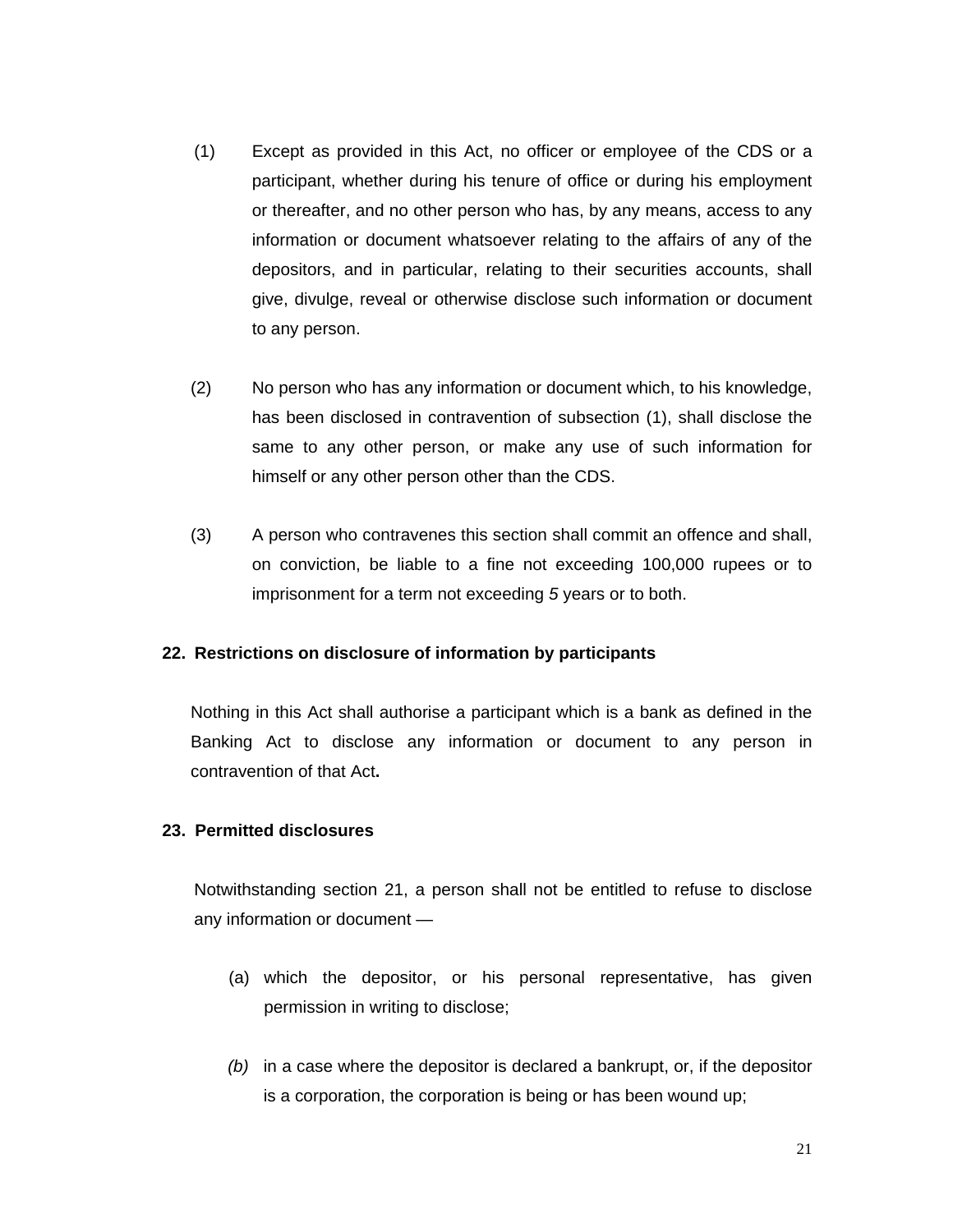(1) Except as provided in this Act, no officer or employee of the CDS or a participant, whether during his tenure of office or during his employment or thereafter, and no other person who has, by any means, access to any information or document whatsoever relating to the affairs of any of the depositors, and in particular, relating to their securities accounts, shall give, divulge, reveal or otherwise disclose such information or document to any person.

(2) No person who has any information or document which, to his knowledge, has been disclosed in contravention of subsection (1), shall disclose the same to any other person, or make any use of such information for himself or any other person other than the CDS.

(3) A person who contravenes this section shall commit an offence and shall, on conviction, be liable to a fine not exceeding 100,000 rupees or to imprisonment for a term not exceeding *5* years or to both.

**22. Restrictions on disclosure of information by participants**

Nothing in this Act shall authorise a participant which is a bank as defined in the Banking Act to disclose any information or document to any person in contravention of that Act**.**

**23. Permitted disclosures**

Notwithstanding section 21, a person shall not be entitled to refuse to disclose any information or document —

(a) which the depositor, or his personal representative, has given permission in writing to disclose;

*(b)* in a case where the depositor is declared a bankrupt, or, if the depositor is a corporation, the corporation is being or has been wound up;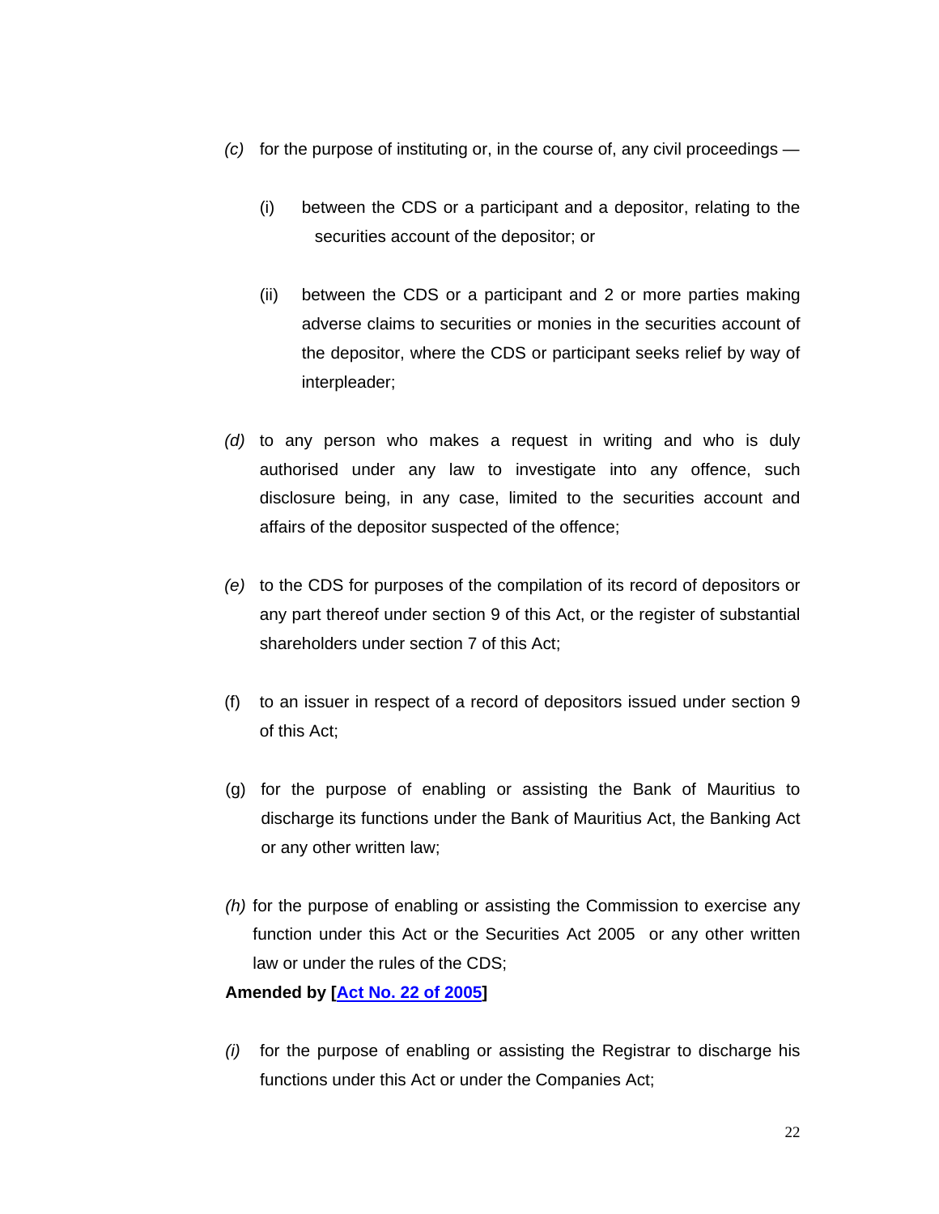*(c)* for the purpose of instituting or, in the course of, any civil proceedings —

(i) between the CDS or a participant and a depositor, relating to the securities account of the depositor; or

(ii) between the CDS or a participant and 2 or more parties making adverse claims to securities or monies in the securities account of the depositor, where the CDS or participant seeks relief by way of interpleader;

*(d)* to any person who makes a request in writing and who is duly authorised under any law to investigate into any offence, such disclosure being, in any case, limited to the securities account and affairs of the depositor suspected of the offence;

*(e)* to the CDS for purposes of the compilation of its record of depositors or any part thereof under section 9 of this Act, or the register of substantial shareholders under section 7 of this Act;

(f) to an issuer in respect of a record of depositors issued under section 9 of this Act;

(g) for the purpose of enabling or assisting the Bank of Mauritius to discharge its functions under the Bank of Mauritius Act, the Banking Act or any other written law;

*(h)* for the purpose of enabling or assisting the Commission to exercise any function under this Act or the Securities Act 2005 or any other written law or under the rules of the CDS;

**Amended by [Act No. 22 of 2005]**

*(i)* for the purpose of enabling or assisting the Registrar to discharge his functions under this Act or under the Companies Act;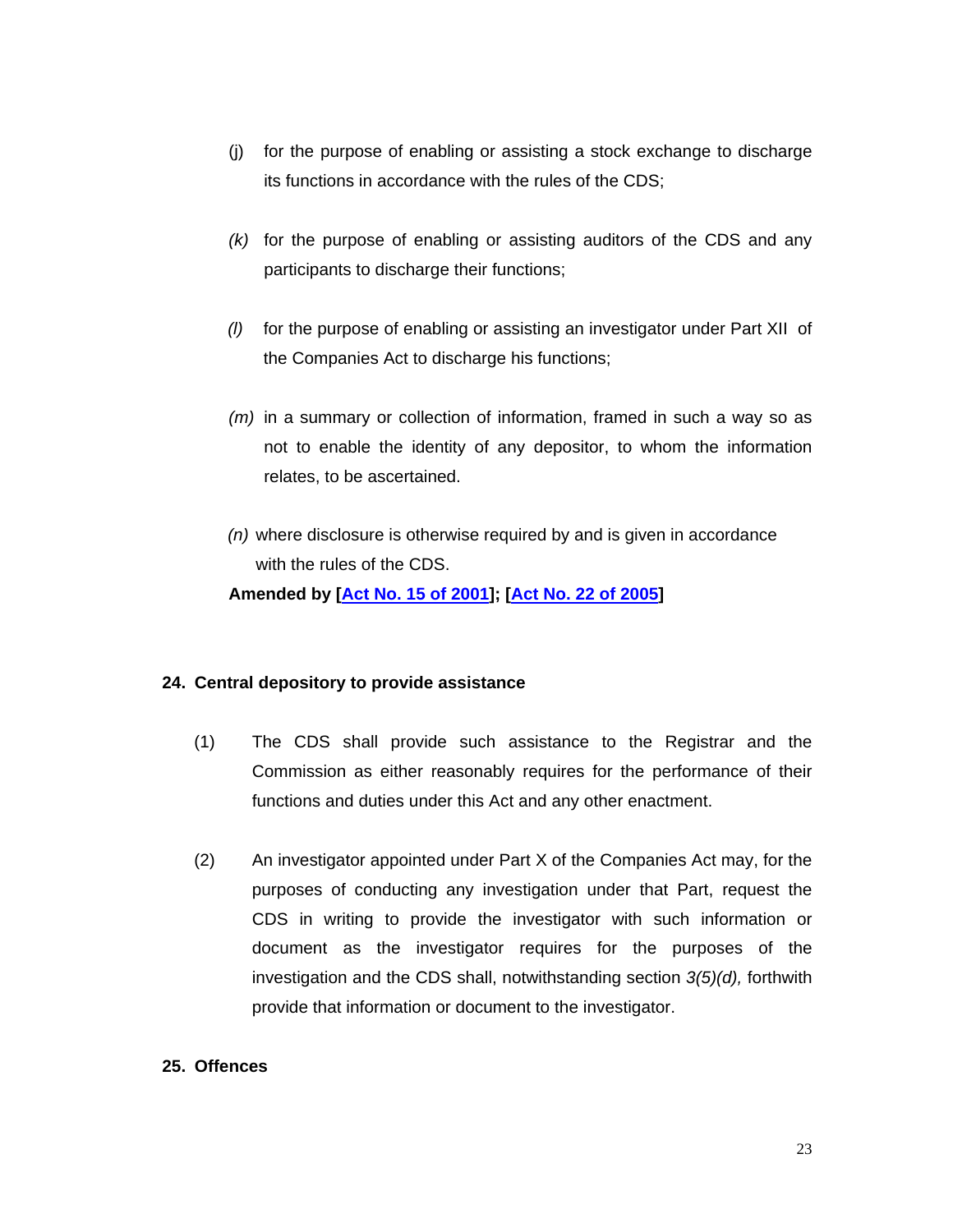(j) for the purpose of enabling or assisting a stock exchange to discharge its functions in accordance with the rules of the CDS;

*(k)* for the purpose of enabling or assisting auditors of the CDS and any participants to discharge their functions;

*(l)* for the purpose of enabling or assisting an investigator under Part XII of the Companies Act to discharge his functions;

*(m)* in a summary or collection of information, framed in such a way so as not to enable the identity of any depositor, to whom the information relates, to be ascertained.

*(n)* where disclosure is otherwise required by and is given in accordance with the rules of the CDS.

**Amended by [Act No. 15 of 2001]; [Act No. 22 of 2005]**

## 24. Central depository to provide assistance

(1) The CDS shall provide such assistance to the Registrar and the Commission as either reasonably requires for the performance of their functions and duties under this Act and any other enactment.

(2) An investigator appointed under Part X of the Companies Act may, for the purposes of conducting any investigation under that Part, request the CDS in writing to provide the investigator with such information or document as the investigator requires for the purposes of the investigation and the CDS shall, notwithstanding section *3(5)(d),* forthwith provide that information or document to the investigator.

## 25. Offences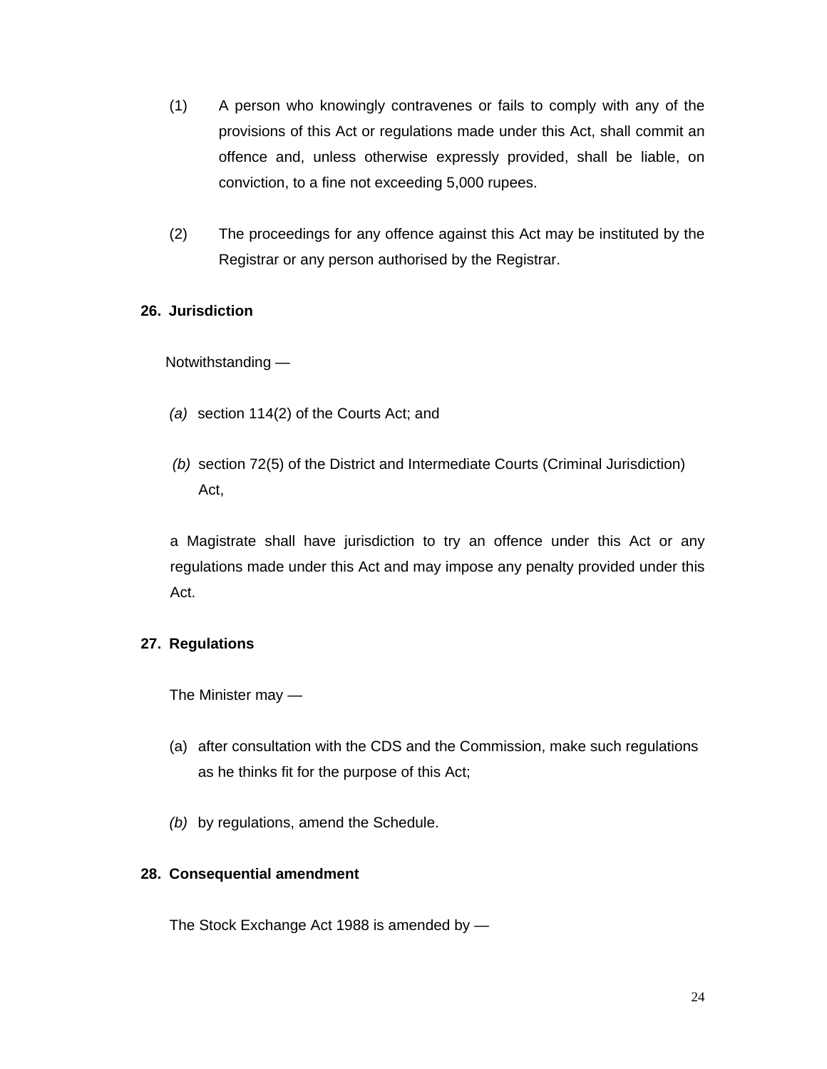(1) A person who knowingly contravenes or fails to comply with any of the provisions of this Act or regulations made under this Act, shall commit an offence and, unless otherwise expressly provided, shall be liable, on conviction, to a fine not exceeding 5,000 rupees.

(2) The proceedings for any offence against this Act may be instituted by the Registrar or any person authorised by the Registrar.

**26. Jurisdiction**

Notwithstanding —

*(a)* section 114(2) of the Courts Act; and

*(b)* section 72(5) of the District and Intermediate Courts (Criminal Jurisdiction) Act,

a Magistrate shall have jurisdiction to try an offence under this Act or any regulations made under this Act and may impose any penalty provided under this Act.

**27. Regulations**

The Minister may —

(a) after consultation with the CDS and the Commission, make such regulations as he thinks fit for the purpose of this Act;

*(b)* by regulations, amend the Schedule.

**28. Consequential amendment**

The Stock Exchange Act 1988 is amended by —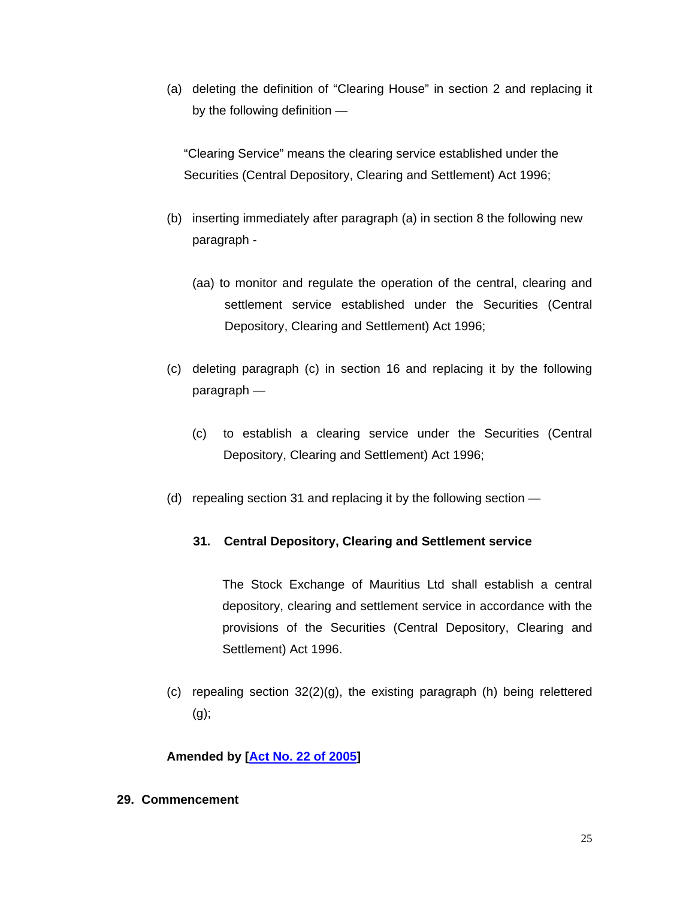(a) deleting the definition of "Clearing House" in section 2 and replacing it by the following definition —

"Clearing Service" means the clearing service established under the Securities (Central Depository, Clearing and Settlement) Act 1996;

(b) inserting immediately after paragraph (a) in section 8 the following new paragraph -

(aa) to monitor and regulate the operation of the central, clearing and settlement service established under the Securities (Central Depository, Clearing and Settlement) Act 1996;

(c) deleting paragraph (c) in section 16 and replacing it by the following paragraph —

(c) to establish a clearing service under the Securities (Central Depository, Clearing and Settlement) Act 1996;

(d) repealing section 31 and replacing it by the following section —

**31. Central Depository, Clearing and Settlement service**

The Stock Exchange of Mauritius Ltd shall establish a central depository, clearing and settlement service in accordance with the provisions of the Securities (Central Depository, Clearing and Settlement) Act 1996.

(c) repealing section 32(2)(g), the existing paragraph (h) being relettered (g);

**Amended by [Act No. 22 of 2005]**

**29. Commencement**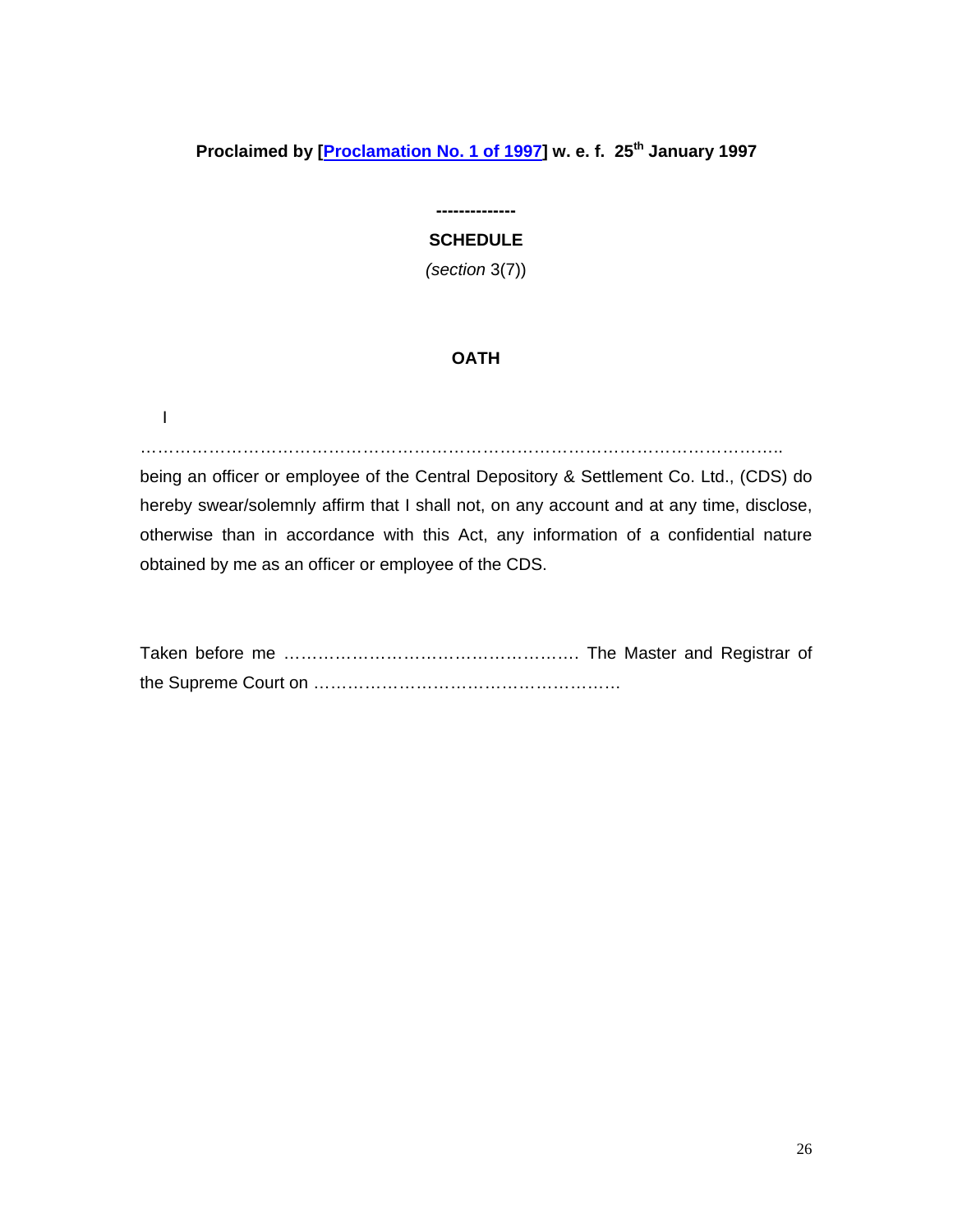**Proclaimed by [Proclamation No. 1 of 1997] w. e. f. 25th January 1997**

**--------------**

## SCHEDULE

*(section* 3(7))

### OATH

I …………………………………………………………………………………………………….. being an officer or employee of the Central Depository & Settlement Co. Ltd., (CDS) do hereby swear/solemnly affirm that I shall not, on any account and at any time, disclose, otherwise than in accordance with this Act, any information of a confidential nature obtained by me as an officer or employee of the CDS.

Taken before me ……………………………………………. The Master and Registrar of the Supreme Court on ………………………………………………